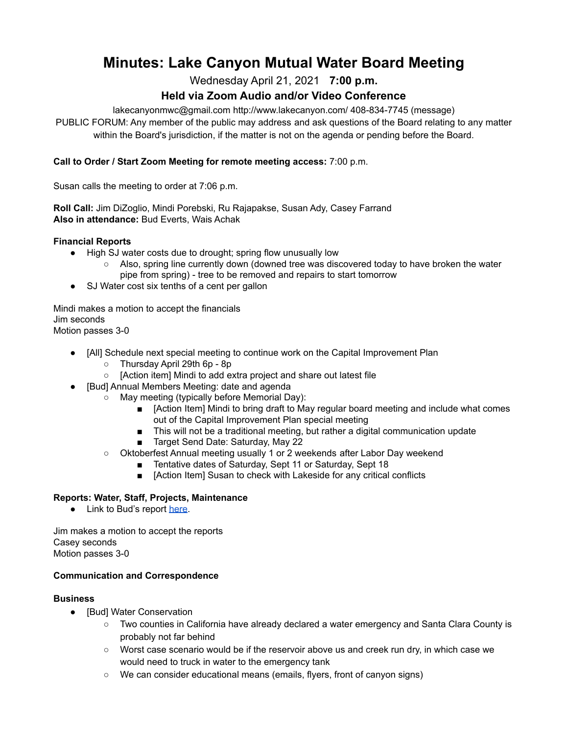# Minutes: Lake Canyon Mutual Water Board Meeting

Wednesday April 21, 2021 **7:00 p.m.**

**Held via Zoom Audio and/or Video Conference**

lakecanyonmwc@gmail.com http://www.lakecanyon.com/ 408-834-7745 (message)

PUBLIC FORUM: Any member of the public may address and ask questions of the Board relating to any matter within the Board's jurisdiction, if the matter is not on the agenda or pending before the Board.

**Call to Order / Start Zoom Meeting for remote meeting access:** 7:00 p.m.

Susan calls the meeting to order at 7:06 p.m.

**Roll Call:** Jim DiZoglio, Mindi Porebski, Ru Rajapakse, Susan Ady, Casey Farrand
**Also in attendance:** Bud Everts, Wais Achak

**Financial Reports**

- High SJ water costs due to drought; spring flow unusually low
  - Also, spring line currently down (downed tree was discovered today to have broken the water pipe from spring) - tree to be removed and repairs to start tomorrow
- SJ Water cost six tenths of a cent per gallon

Mindi makes a motion to accept the financials
Jim seconds
Motion passes 3-0

- [All] Schedule next special meeting to continue work on the Capital Improvement Plan
  - Thursday April 29th 6p - 8p
  - [Action item] Mindi to add extra project and share out latest file
- [Bud] Annual Members Meeting: date and agenda
  - May meeting (typically before Memorial Day):
    - [Action Item] Mindi to bring draft to May regular board meeting and include what comes out of the Capital Improvement Plan special meeting
    - This will not be a traditional meeting, but rather a digital communication update
    - Target Send Date: Saturday, May 22
  - Oktoberfest Annual meeting usually 1 or 2 weekends after Labor Day weekend
    - Tentative dates of Saturday, Sept 11 or Saturday, Sept 18
    - [Action Item] Susan to check with Lakeside for any critical conflicts

**Reports: Water, Staff, Projects, Maintenance**

- Link to Bud's report here.

Jim makes a motion to accept the reports
Casey seconds
Motion passes 3-0

**Communication and Correspondence**

**Business**

- [Bud] Water Conservation
  - Two counties in California have already declared a water emergency and Santa Clara County is probably not far behind
  - Worst case scenario would be if the reservoir above us and creek run dry, in which case we would need to truck in water to the emergency tank
  - We can consider educational means (emails, flyers, front of canyon signs)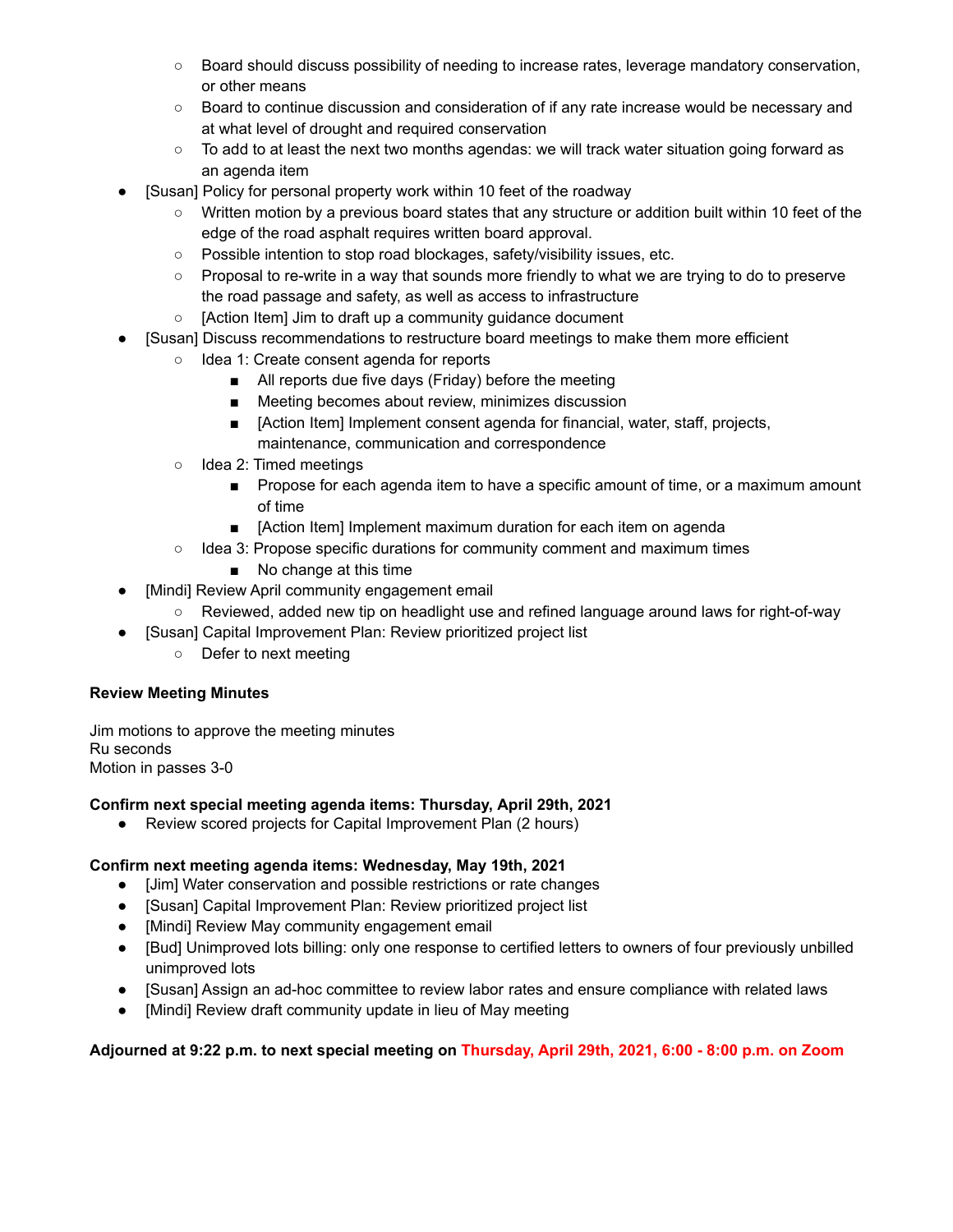- Board should discuss possibility of needing to increase rates, leverage mandatory conservation, or other means
    - Board to continue discussion and consideration of if any rate increase would be necessary and at what level of drought and required conservation
    - To add to at least the next two months agendas: we will track water situation going forward as an agenda item
- [Susan] Policy for personal property work within 10 feet of the roadway
    - Written motion by a previous board states that any structure or addition built within 10 feet of the edge of the road asphalt requires written board approval.
    - Possible intention to stop road blockages, safety/visibility issues, etc.
    - Proposal to re-write in a way that sounds more friendly to what we are trying to do to preserve the road passage and safety, as well as access to infrastructure
    - [Action Item] Jim to draft up a community guidance document
- [Susan] Discuss recommendations to restructure board meetings to make them more efficient
    - Idea 1: Create consent agenda for reports
        - All reports due five days (Friday) before the meeting
        - Meeting becomes about review, minimizes discussion
        - [Action Item] Implement consent agenda for financial, water, staff, projects, maintenance, communication and correspondence
    - Idea 2: Timed meetings
        - Propose for each agenda item to have a specific amount of time, or a maximum amount of time
        - [Action Item] Implement maximum duration for each item on agenda
    - Idea 3: Propose specific durations for community comment and maximum times
        - No change at this time
- [Mindi] Review April community engagement email
    - Reviewed, added new tip on headlight use and refined language around laws for right-of-way
- [Susan] Capital Improvement Plan: Review prioritized project list
    - Defer to next meeting

**Review Meeting Minutes**

Jim motions to approve the meeting minutes
Ru seconds
Motion in passes 3-0

**Confirm next special meeting agenda items: Thursday, April 29th, 2021**

- Review scored projects for Capital Improvement Plan (2 hours)

**Confirm next meeting agenda items: Wednesday, May 19th, 2021**

- [Jim] Water conservation and possible restrictions or rate changes
- [Susan] Capital Improvement Plan: Review prioritized project list
- [Mindi] Review May community engagement email
- [Bud] Unimproved lots billing: only one response to certified letters to owners of four previously unbilled unimproved lots
- [Susan] Assign an ad-hoc committee to review labor rates and ensure compliance with related laws
- [Mindi] Review draft community update in lieu of May meeting

**Adjourned at 9:22 p.m. to next special meeting on Thursday, April 29th, 2021, 6:00 - 8:00 p.m. on Zoom**